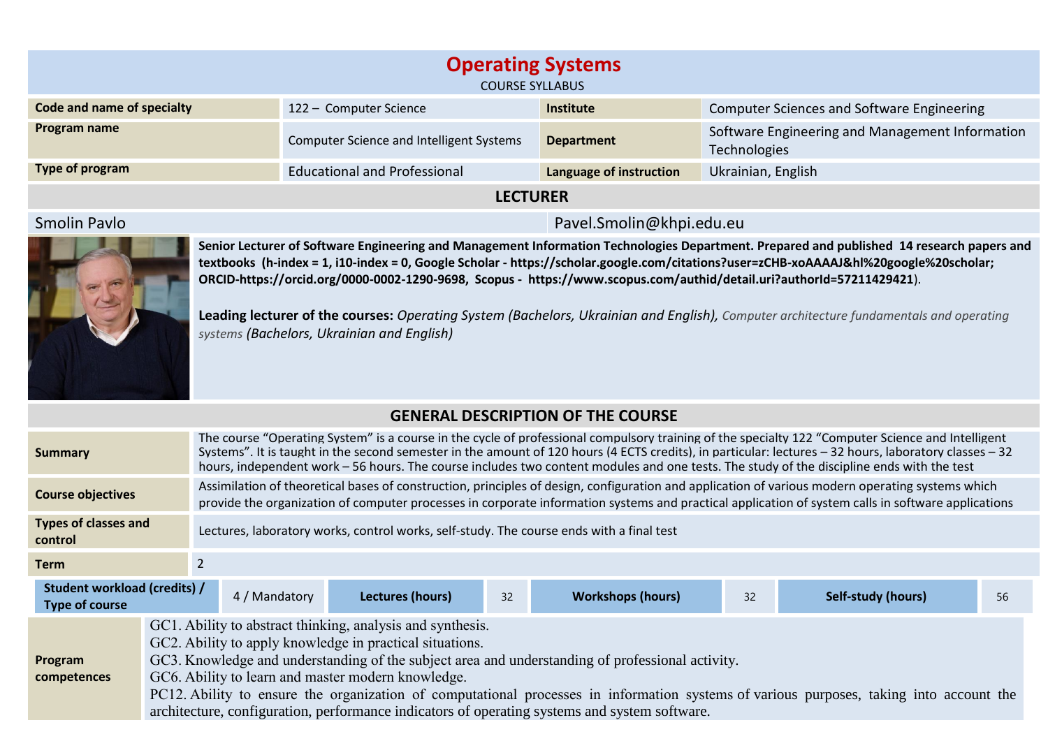# Operating Systems

COURSE SYLLABUS

| Code and name of specialty | 122 – Computer Science | Institute | Computer Sciences and Software Engineering |
|---|---|---|---|
| Program name | Computer Science and Intelligent Systems | Department | Software Engineering and Management Information Technologies |
| Type of program | Educational and Professional | Language of instruction | Ukrainian, English |

## LECTURER

| Smolin Pavlo | Pavel.Smolin@khpi.edu.eu |
|---|---|

**Senior Lecturer of Software Engineering and Management Information Technologies Department. Prepared and published 14 research papers and textbooks (h-index = 1, i10-index = 0, Google Scholar - https://scholar.google.com/citations?user=zCHB-xoAAAAJ&hl%20google%20scholar; ORCID-https://orcid.org/0000-0002-1290-9698, Scopus - https://www.scopus.com/authid/detail.uri?authorId=57211429421**).

**Leading lecturer of the courses:** *Operating System (Bachelors, Ukrainian and English), Computer architecture fundamentals and operating systems (Bachelors, Ukrainian and English)*

## GENERAL DESCRIPTION OF THE COURSE

| | |
|---|---|
| **Summary** | The course "Operating System" is a course in the cycle of professional compulsory training of the specialty 122 "Computer Science and Intelligent Systems". It is taught in the second semester in the amount of 120 hours (4 ECTS credits), in particular: lectures – 32 hours, laboratory classes – 32 hours, independent work – 56 hours. The course includes two content modules and one tests. The study of the discipline ends with the test |
| **Course objectives** | Assimilation of theoretical bases of construction, principles of design, configuration and application of various modern operating systems which provide the organization of computer processes in corporate information systems and practical application of system calls in software applications |
| **Types of classes and control** | Lectures, laboratory works, control works, self-study. The course ends with a final test |
| **Term** | 2 |

| Student workload (credits) / Type of course | 4 / Mandatory | Lectures (hours) | 32 | Workshops (hours) | 32 | Self-study (hours) | 56 |
|---|---|---|---|---|---|---|---|

| | |
|---|---|
| **Program competences** | GC1. Ability to abstract thinking, analysis and synthesis.<br>GC2. Ability to apply knowledge in practical situations.<br>GC3. Knowledge and understanding of the subject area and understanding of professional activity.<br>GC6. Ability to learn and master modern knowledge.<br>PC12. Ability to ensure the organization of computational processes in information systems of various purposes, taking into account the architecture, configuration, performance indicators of operating systems and system software. |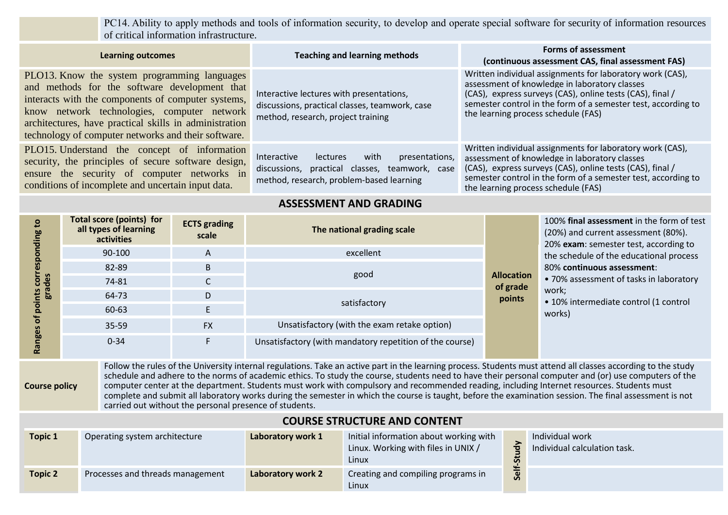| | |
|---|---|
| | PC14. Ability to apply methods and tools of information security, to develop and operate special software for security of information resources of critical information infrastructure. |

| Learning outcomes | Teaching and learning methods | Forms of assessment (continuous assessment CAS, final assessment FAS) |
|---|---|---|
| PLO13. Know the system programming languages and methods for the software development that interacts with the components of computer systems, know network technologies, computer network architectures, have practical skills in administration technology of computer networks and their software. | Interactive lectures with presentations, discussions, practical classes, teamwork, case method, research, project training | Written individual assignments for laboratory work (CAS), assessment of knowledge in laboratory classes (CAS), express surveys (CAS), online tests (CAS), final / semester control in the form of a semester test, according to the learning process schedule (FAS) |
| PLO15. Understand the concept of information security, the principles of secure software design, ensure the security of computer networks in conditions of incomplete and uncertain input data. | Interactive lectures with presentations, discussions, practical classes, teamwork, case method, research, problem-based learning | Written individual assignments for laboratory work (CAS), assessment of knowledge in laboratory classes (CAS), express surveys (CAS), online tests (CAS), final / semester control in the form of a semester test, according to the learning process schedule (FAS) |

## ASSESSMENT AND GRADING

| Ranges of points corresponding to grades | Total score (points) for all types of learning activities | ECTS grading scale | The national grading scale | Allocation of grade points | |
|---|---|---|---|---|---|
| | 90-100 | A | excellent | | 100% **final assessment** in the form of test (20%) and current assessment (80%). 20% **exam**: semester test, according to the schedule of the educational process 80% **continuous assessment**: • 70% assessment of tasks in laboratory work; • 10% intermediate control (1 control works) |
| | 82-89 | B | good | | |
| | 74-81 | C | good | | |
| | 64-73 | D | satisfactory | | |
| | 60-63 | E | satisfactory | | |
| | 35-59 | FX | Unsatisfactory (with the exam retake option) | | |
| | 0-34 | F | Unsatisfactory (with mandatory repetition of the course) | | |

| | |
|---|---|
| **Course policy** | Follow the rules of the University internal regulations. Take an active part in the learning process. Students must attend all classes according to the study schedule and adhere to the norms of academic ethics. To study the course, students need to have their personal computer and (or) use computers of the computer center at the department. Students must work with compulsory and recommended reading, including Internet resources. Students must complete and submit all laboratory works during the semester in which the course is taught, before the examination session. The final assessment is not carried out without the personal presence of students. |

## COURSE STRUCTURE AND CONTENT

| | | | | | |
|---|---|---|---|---|---|
| **Topic 1** | Operating system architecture | **Laboratory work 1** | Initial information about working with Linux. Working with files in UNIX / Linux | **Self-Study** | Individual work<br>Individual calculation task. |
| **Topic 2** | Processes and threads management | **Laboratory work 2** | Creating and compiling programs in Linux | | |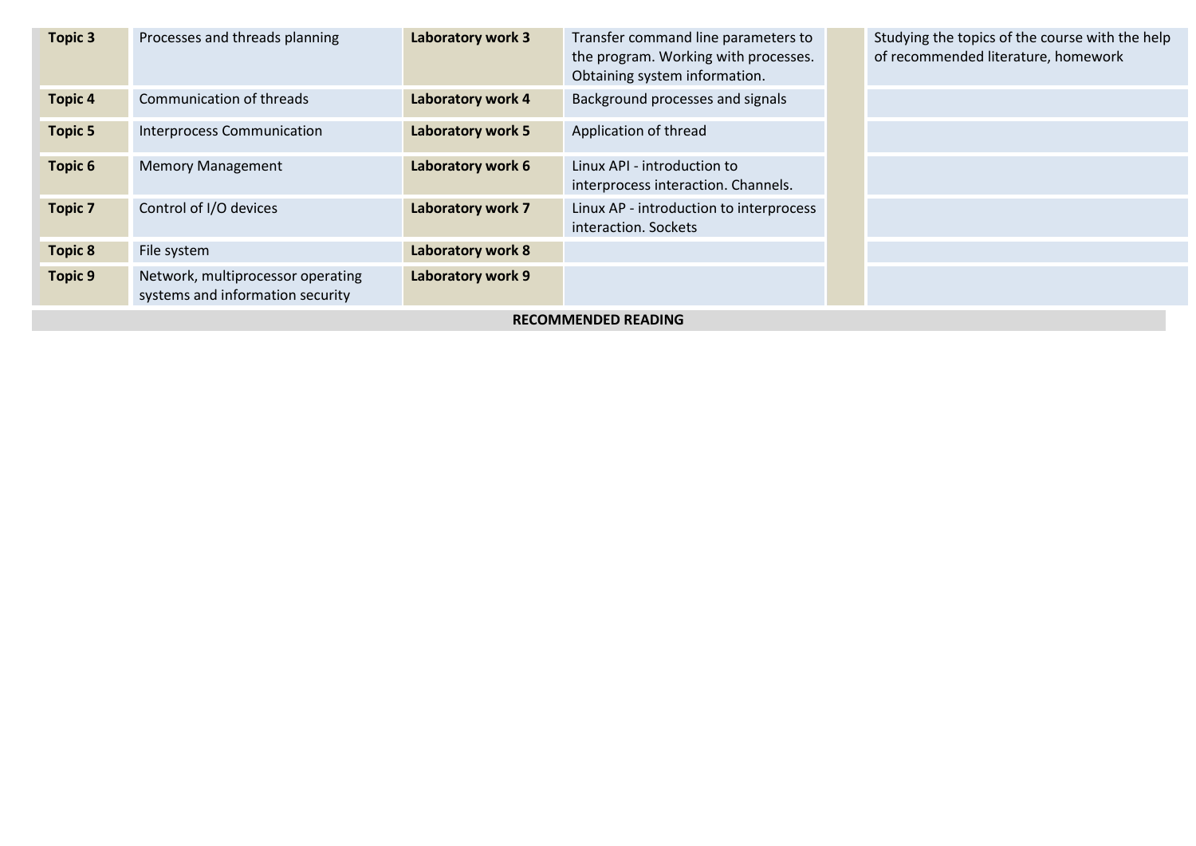| Topic 3 | Processes and threads planning | Laboratory work 3 | Transfer command line parameters to the program. Working with processes. Obtaining system information. | | Studying the topics of the course with the help of recommended literature, homework |
|---|---|---|---|---|---|
| Topic 4 | Communication of threads | Laboratory work 4 | Background processes and signals | | |
| Topic 5 | Interprocess Communication | Laboratory work 5 | Application of thread | | |
| Topic 6 | Memory Management | Laboratory work 6 | Linux API - introduction to interprocess interaction. Channels. | | |
| Topic 7 | Control of I/O devices | Laboratory work 7 | Linux AP - introduction to interprocess interaction. Sockets | | |
| Topic 8 | File system | Laboratory work 8 | | | |
| Topic 9 | Network, multiprocessor operating systems and information security | Laboratory work 9 | | | |

**RECOMMENDED READING**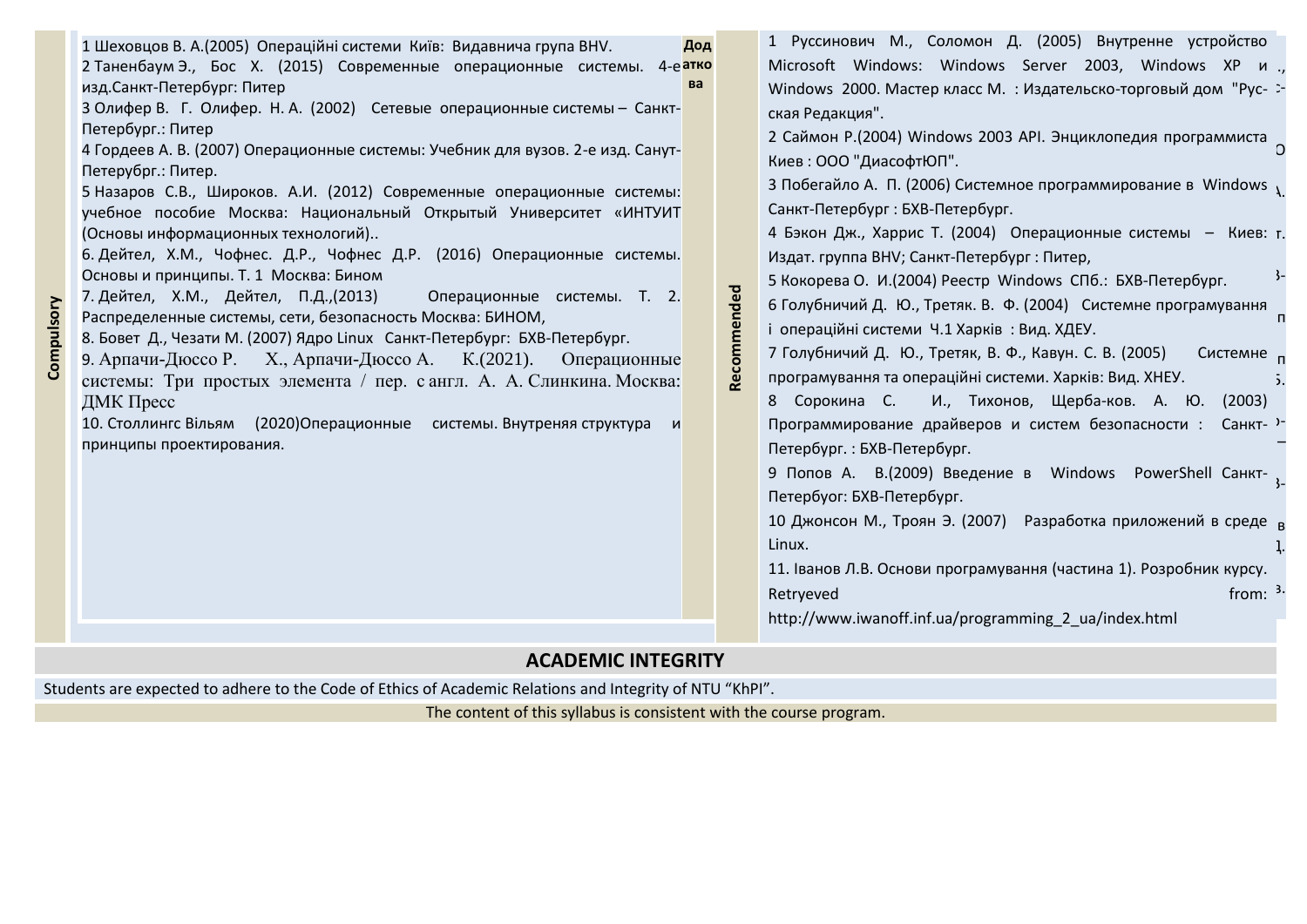| | | | |
|---|---|---|---|
| **Compulsory** | 1 Шеховцов В. А.(2005) Операційні системи Київ: Видавнича група BHV.<br>2 Таненбаум Э., Бос Х. (2015) Современные операционные системы. 4-е изд.Санкт-Петербург: Питер<br>3 Олифер В. Г. Олифер. Н. А. (2002) Сетевые операционные системы – Санкт-Петербург.: Питер<br>4 Гордеев А. В. (2007) Операционные системы: Учебник для вузов. 2-е изд. Санут-Петерубрг.: Питер.<br>5 Назаров С.В., Широков. А.И. (2012) Современные операционные системы: учебное пособие Москва: Национальный Открытый Университет «ИНТУИТ (Основы информационных технологий)..<br>6. Дейтел, Х.М., Чофнес. Д.Р., Чофнес Д.Р. (2016) Операционные системы. Основы и принципы. Т. 1 Москва: Бином<br>7. Дейтел, Х.М., Дейтел, П.Д.,(2013) Операционные системы. Т. 2. Распределенные системы, сети, безопасность Москва: БИНОМ,<br>8. Бовет Д., Чезати М. (2007) Ядро Linux Санкт-Петербург: БХВ-Петербург.<br>9. Арпачи-Дюссо Р. Х., Арпачи-Дюссо А. К.(2021). Операционные системы: Три простых элемента / пер. с англ. А. А. Слинкина. Москва: ДМК Пресс<br>10. Столлингс Вільям (2020)Операционные системы. Внутреняя структура и принципы проектирования. | **Recommended** | 1 Руссинович М., Соломон Д. (2005) Внутренне устройство Microsoft Windows: Windows Server 2003, Windows XP и Windows 2000. Мастер класс М. : Издательско-торговый дом "Русская Редакция".<br>2 Саймон Р.(2004) Windows 2003 API. Энциклопедия программиста Киев : ООО "ДиасофтЮП".<br>3 Побегайло А. П. (2006) Системное программирование в Windows Санкт-Петербург : БХВ-Петербург.<br>4 Бэкон Дж., Харрис Т. (2004) Операционные системы – Киев: Издат. группа BHV; Санкт-Петербург : Питер,<br>5 Кокорева О. И.(2004) Реестр Windows СПб.: БХВ-Петербург.<br>6 Голубничий Д. Ю., Третяк. В. Ф. (2004) Системне програмування і операційні системи Ч.1 Харків : Вид. ХДЕУ.<br>7 Голубничий Д. Ю., Третяк, В. Ф., Кавун. С. В. (2005) Системне програмування та операційні системи. Харків: Вид. ХНЕУ.<br>8 Сорокина С. И., Тихонов, Щерба-ков. А. Ю. (2003) Программирование драйверов и систем безопасности : Санкт-Петербург. : БХВ-Петербург.<br>9 Попов А. В.(2009) Введение в Windows PowerShell Санкт-Петербуог: БХВ-Петербург.<br>10 Джонсон М., Троян Э. (2007) Разработка приложений в среде Linux.<br>11. Іванов Л.В. Основи програмування (частина 1). Розробник курсу. Retryeved from: http://www.iwanoff.inf.ua/programming_2_ua/index.html |

## ACADEMIC INTEGRITY

Students are expected to adhere to the Code of Ethics of Academic Relations and Integrity of NTU “KhPI”.

The content of this syllabus is consistent with the course program.